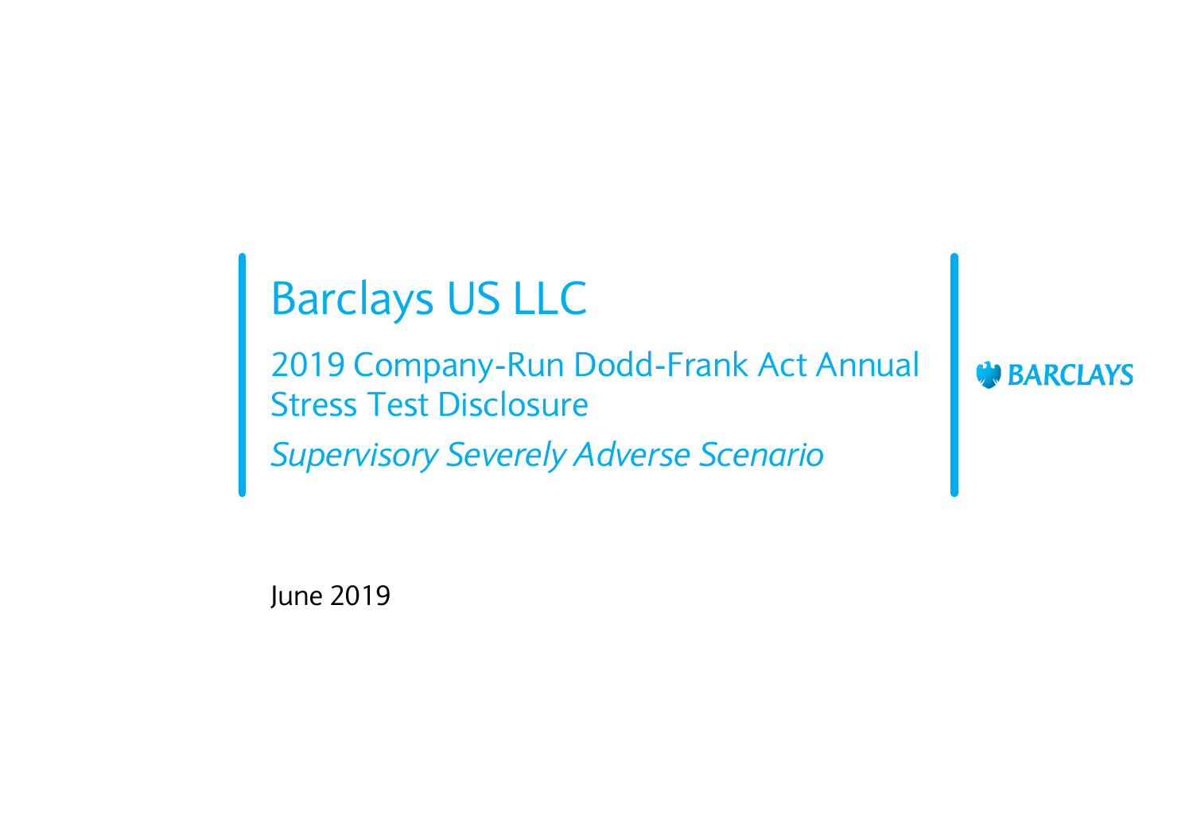# Barclays US LLC

## 2019 Company-Run Dodd-Frank Act Annual Stress Test Disclosure

*Supervisory Severely Adverse Scenario*

BARCLAYS

June 2019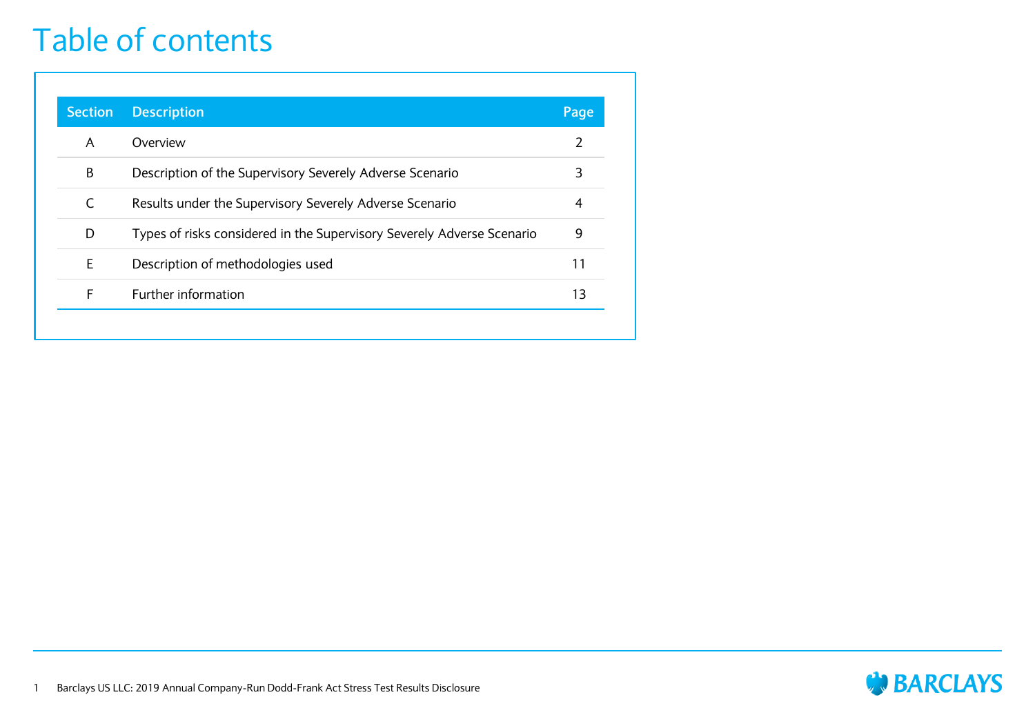# Table of contents

| Section | Description | Page |
|---|---|---|
| A | Overview | 2 |
| B | Description of the Supervisory Severely Adverse Scenario | 3 |
| C | Results under the Supervisory Severely Adverse Scenario | 4 |
| D | Types of risks considered in the Supervisory Severely Adverse Scenario | 9 |
| E | Description of methodologies used | 11 |
| F | Further information | 13 |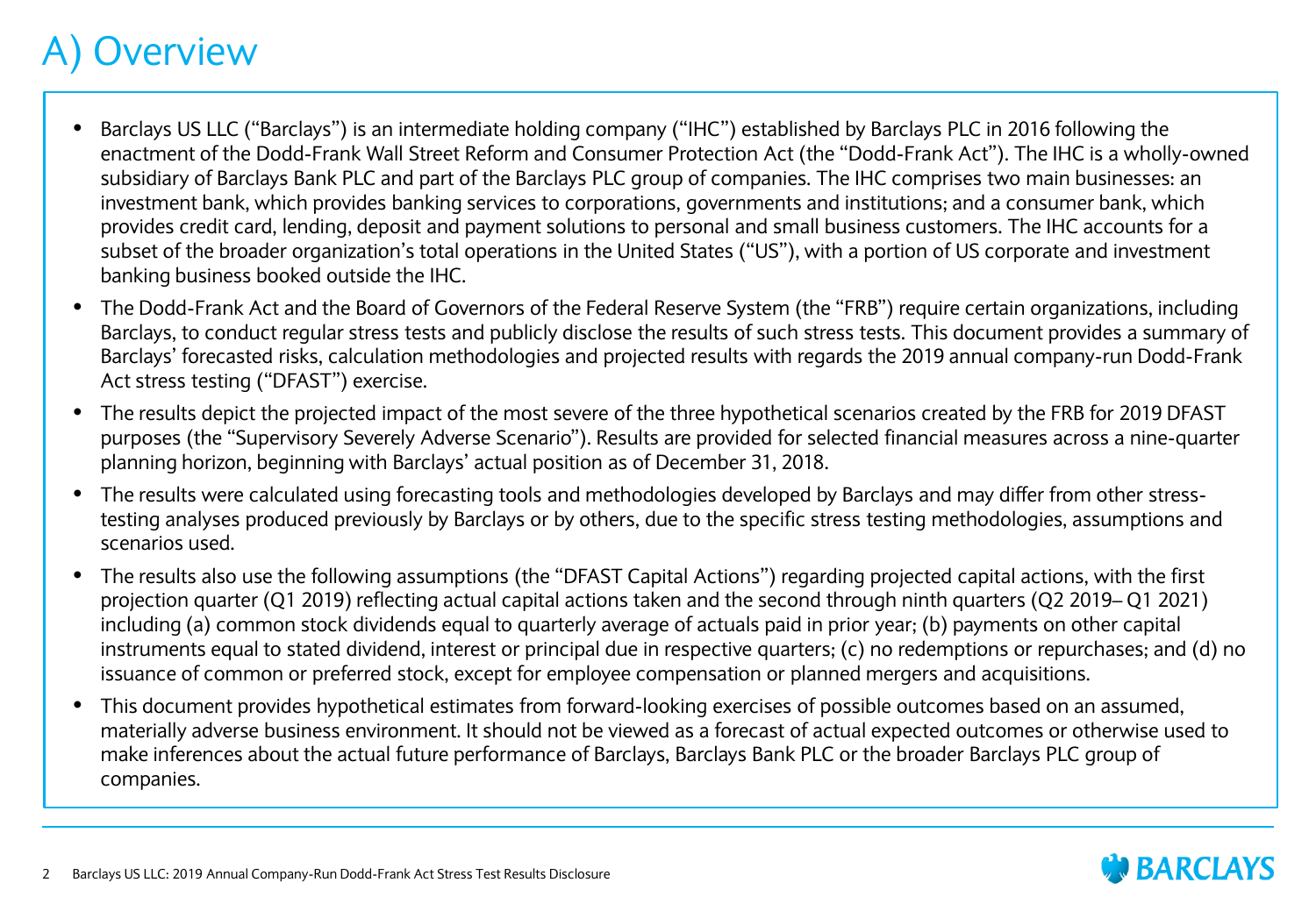# A) Overview

- Barclays US LLC ("Barclays") is an intermediate holding company ("IHC") established by Barclays PLC in 2016 following the enactment of the Dodd-Frank Wall Street Reform and Consumer Protection Act (the "Dodd-Frank Act"). The IHC is a wholly-owned subsidiary of Barclays Bank PLC and part of the Barclays PLC group of companies. The IHC comprises two main businesses: an investment bank, which provides banking services to corporations, governments and institutions; and a consumer bank, which provides credit card, lending, deposit and payment solutions to personal and small business customers. The IHC accounts for a subset of the broader organization's total operations in the United States ("US"), with a portion of US corporate and investment banking business booked outside the IHC.
- The Dodd-Frank Act and the Board of Governors of the Federal Reserve System (the "FRB") require certain organizations, including Barclays, to conduct regular stress tests and publicly disclose the results of such stress tests. This document provides a summary of Barclays' forecasted risks, calculation methodologies and projected results with regards the 2019 annual company-run Dodd-Frank Act stress testing ("DFAST") exercise.
- The results depict the projected impact of the most severe of the three hypothetical scenarios created by the FRB for 2019 DFAST purposes (the "Supervisory Severely Adverse Scenario"). Results are provided for selected financial measures across a nine-quarter planning horizon, beginning with Barclays' actual position as of December 31, 2018.
- The results were calculated using forecasting tools and methodologies developed by Barclays and may differ from other stress-testing analyses produced previously by Barclays or by others, due to the specific stress testing methodologies, assumptions and scenarios used.
- The results also use the following assumptions (the "DFAST Capital Actions") regarding projected capital actions, with the first projection quarter (Q1 2019) reflecting actual capital actions taken and the second through ninth quarters (Q2 2019– Q1 2021) including (a) common stock dividends equal to quarterly average of actuals paid in prior year; (b) payments on other capital instruments equal to stated dividend, interest or principal due in respective quarters; (c) no redemptions or repurchases; and (d) no issuance of common or preferred stock, except for employee compensation or planned mergers and acquisitions.
- This document provides hypothetical estimates from forward-looking exercises of possible outcomes based on an assumed, materially adverse business environment. It should not be viewed as a forecast of actual expected outcomes or otherwise used to make inferences about the actual future performance of Barclays, Barclays Bank PLC or the broader Barclays PLC group of companies.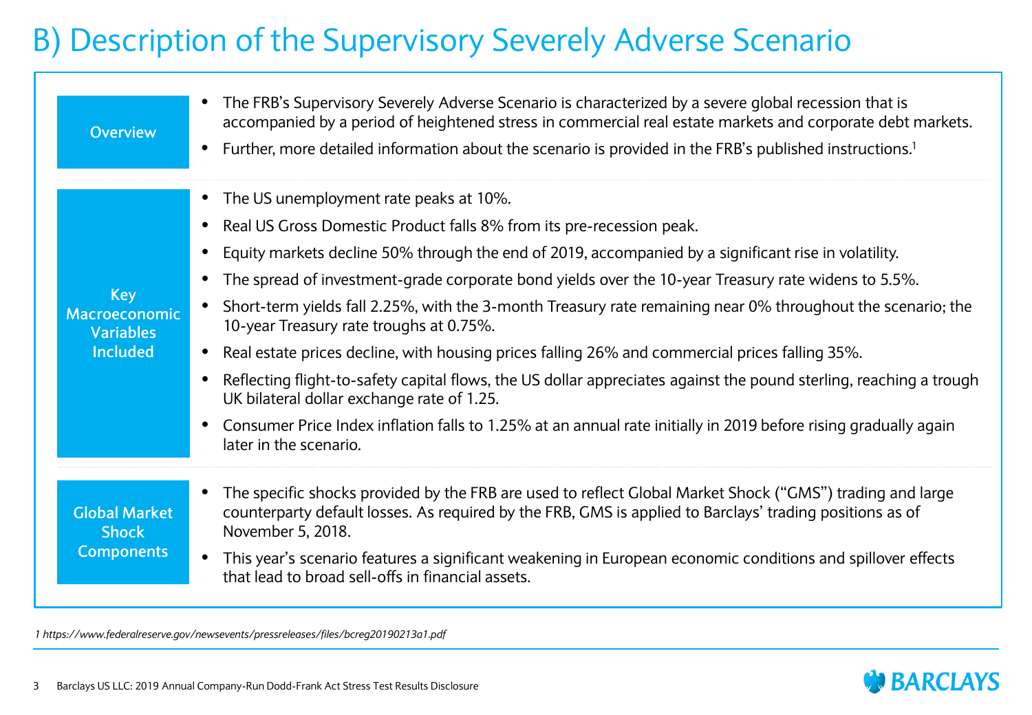# B) Description of the Supervisory Severely Adverse Scenario

## Overview

- The FRB's Supervisory Severely Adverse Scenario is characterized by a severe global recession that is accompanied by a period of heightened stress in commercial real estate markets and corporate debt markets.
- Further, more detailed information about the scenario is provided in the FRB's published instructions.[1]

## Key Macroeconomic Variables Included

- The US unemployment rate peaks at 10%.
- Real US Gross Domestic Product falls 8% from its pre-recession peak.
- Equity markets decline 50% through the end of 2019, accompanied by a significant rise in volatility.
- The spread of investment-grade corporate bond yields over the 10-year Treasury rate widens to 5.5%.
- Short-term yields fall 2.25%, with the 3-month Treasury rate remaining near 0% throughout the scenario; the 10-year Treasury rate troughs at 0.75%.
- Real estate prices decline, with housing prices falling 26% and commercial prices falling 35%.
- Reflecting flight-to-safety capital flows, the US dollar appreciates against the pound sterling, reaching a trough UK bilateral dollar exchange rate of 1.25.
- Consumer Price Index inflation falls to 1.25% at an annual rate initially in 2019 before rising gradually again later in the scenario.

## Global Market Shock Components

- The specific shocks provided by the FRB are used to reflect Global Market Shock ("GMS") trading and large counterparty default losses. As required by the FRB, GMS is applied to Barclays' trading positions as of November 5, 2018.
- This year's scenario features a significant weakening in European economic conditions and spillover effects that lead to broad sell-offs in financial assets.

*1 https://www.federalreserve.gov/newsevents/pressreleases/files/bcreg20190213a1.pdf*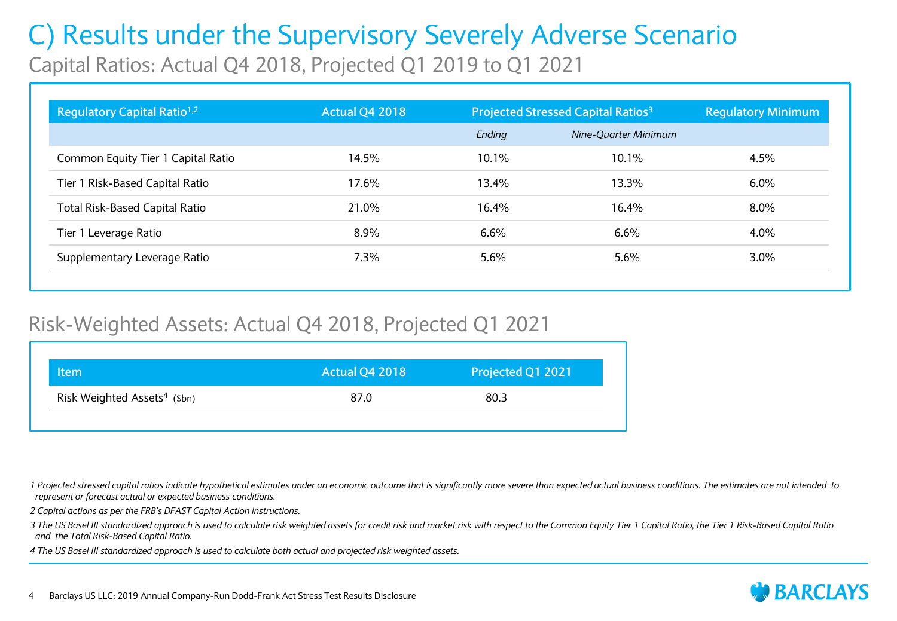# C) Results under the Supervisory Severely Adverse Scenario

## Capital Ratios: Actual Q4 2018, Projected Q1 2019 to Q1 2021

| Regulatory Capital Ratio[1,2] | Actual Q4 2018 | Projected Stressed Capital Ratios[3] | | Regulatory Minimum |
|---|---|---|---|---|
| | | *Ending* | *Nine-Quarter Minimum* | |
| Common Equity Tier 1 Capital Ratio | 14.5% | 10.1% | 10.1% | 4.5% |
| Tier 1 Risk-Based Capital Ratio | 17.6% | 13.4% | 13.3% | 6.0% |
| Total Risk-Based Capital Ratio | 21.0% | 16.4% | 16.4% | 8.0% |
| Tier 1 Leverage Ratio | 8.9% | 6.6% | 6.6% | 4.0% |
| Supplementary Leverage Ratio | 7.3% | 5.6% | 5.6% | 3.0% |

## Risk-Weighted Assets: Actual Q4 2018, Projected Q1 2021

| Item | Actual Q4 2018 | Projected Q1 2021 |
|---|---|---|
| Risk Weighted Assets[4] ($bn) | 87.0 | 80.3 |

*1 Projected stressed capital ratios indicate hypothetical estimates under an economic outcome that is significantly more severe than expected actual business conditions. The estimates are not intended to represent or forecast actual or expected business conditions.*

*2 Capital actions as per the FRB's DFAST Capital Action instructions.*

*3 The US Basel III standardized approach is used to calculate risk weighted assets for credit risk and market risk with respect to the Common Equity Tier 1 Capital Ratio, the Tier 1 Risk-Based Capital Ratio and the Total Risk-Based Capital Ratio.*

*4 The US Basel III standardized approach is used to calculate both actual and projected risk weighted assets.*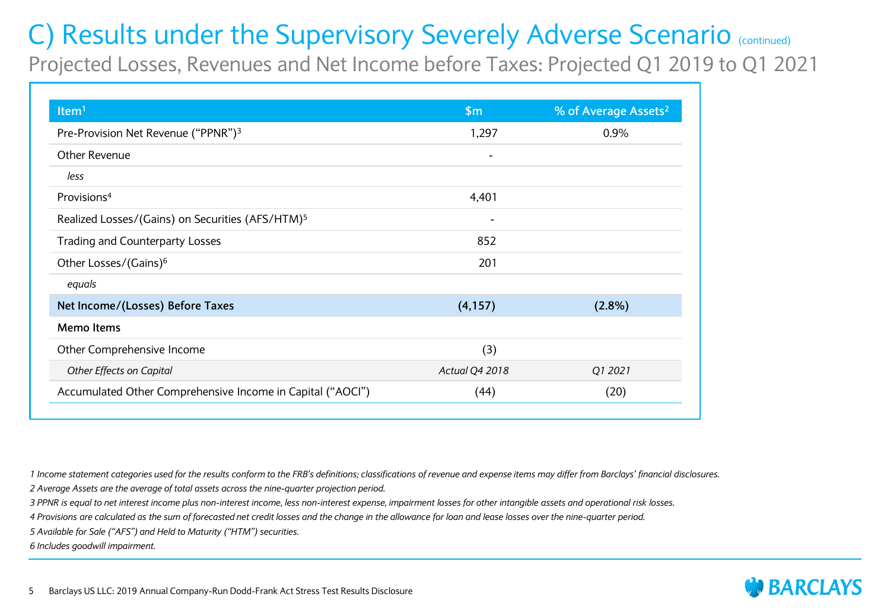# C) Results under the Supervisory Severely Adverse Scenario (continued)

## Projected Losses, Revenues and Net Income before Taxes: Projected Q1 2019 to Q1 2021

| Item[1] | $m | % of Average Assets[2] |
|---|---|---|
| Pre-Provision Net Revenue ("PPNR")[3] | 1,297 | 0.9% |
| Other Revenue | - | |
| *less* | | |
| Provisions[4] | 4,401 | |
| Realized Losses/(Gains) on Securities (AFS/HTM)[5] | - | |
| Trading and Counterparty Losses | 852 | |
| Other Losses/(Gains)[6] | 201 | |
| *equals* | | |
| **Net Income/(Losses) Before Taxes** | **(4,157)** | **(2.8%)** |
| **Memo Items** | | |
| Other Comprehensive Income | (3) | |
| *Other Effects on Capital* | *Actual Q4 2018* | *Q1 2021* |
| Accumulated Other Comprehensive Income in Capital ("AOCI") | (44) | (20) |

*1 Income statement categories used for the results conform to the FRB's definitions; classifications of revenue and expense items may differ from Barclays' financial disclosures.*

*2 Average Assets are the average of total assets across the nine-quarter projection period.*

*3 PPNR is equal to net interest income plus non-interest income, less non-interest expense, impairment losses for other intangible assets and operational risk losses.*

*4 Provisions are calculated as the sum of forecasted net credit losses and the change in the allowance for loan and lease losses over the nine-quarter period.*

*5 Available for Sale ("AFS") and Held to Maturity ("HTM") securities.*

*6 Includes goodwill impairment.*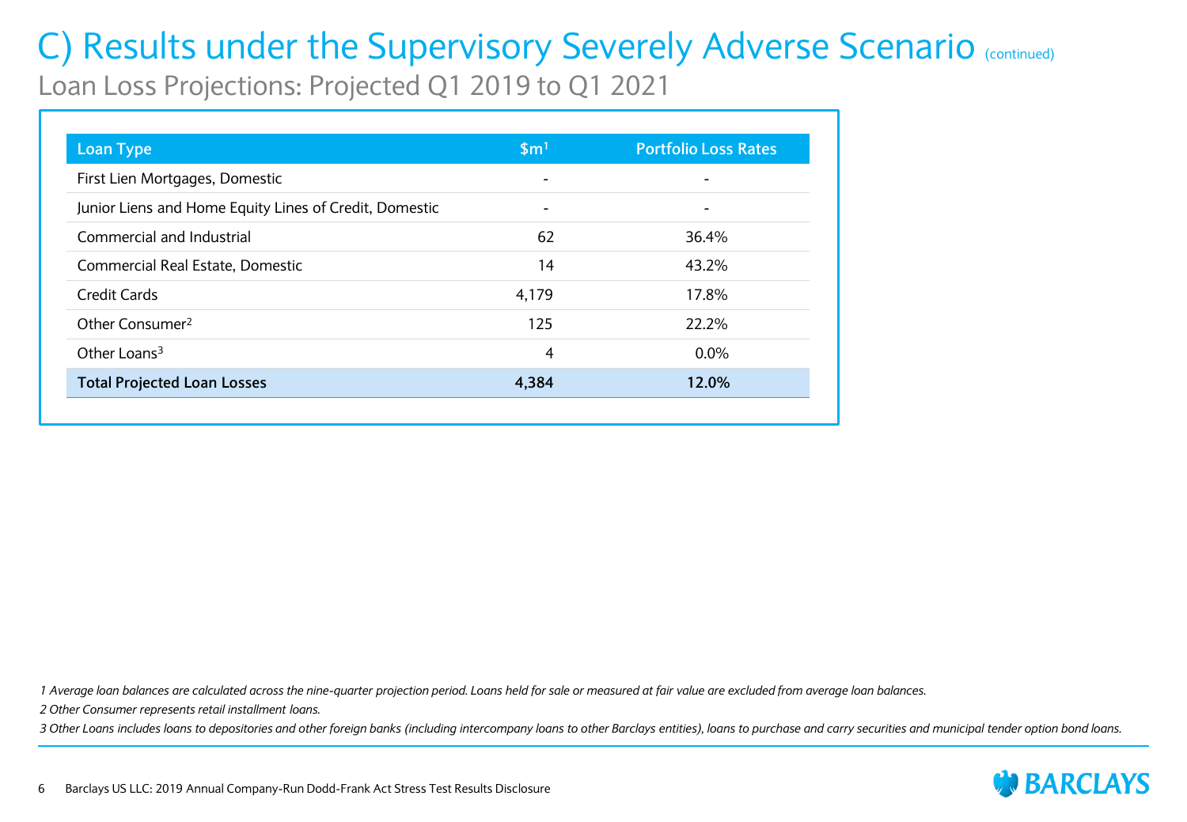# C) Results under the Supervisory Severely Adverse Scenario (continued)

## Loan Loss Projections: Projected Q1 2019 to Q1 2021

| Loan Type | $m[1] | Portfolio Loss Rates |
|---|---|---|
| First Lien Mortgages, Domestic | - | - |
| Junior Liens and Home Equity Lines of Credit, Domestic | - | - |
| Commercial and Industrial | 62 | 36.4% |
| Commercial Real Estate, Domestic | 14 | 43.2% |
| Credit Cards | 4,179 | 17.8% |
| Other Consumer[2] | 125 | 22.2% |
| Other Loans[3] | 4 | 0.0% |
| **Total Projected Loan Losses** | **4,384** | **12.0%** |

*1 Average loan balances are calculated across the nine-quarter projection period. Loans held for sale or measured at fair value are excluded from average loan balances.*

*2 Other Consumer represents retail installment loans.*

*3 Other Loans includes loans to depositories and other foreign banks (including intercompany loans to other Barclays entities), loans to purchase and carry securities and municipal tender option bond loans.*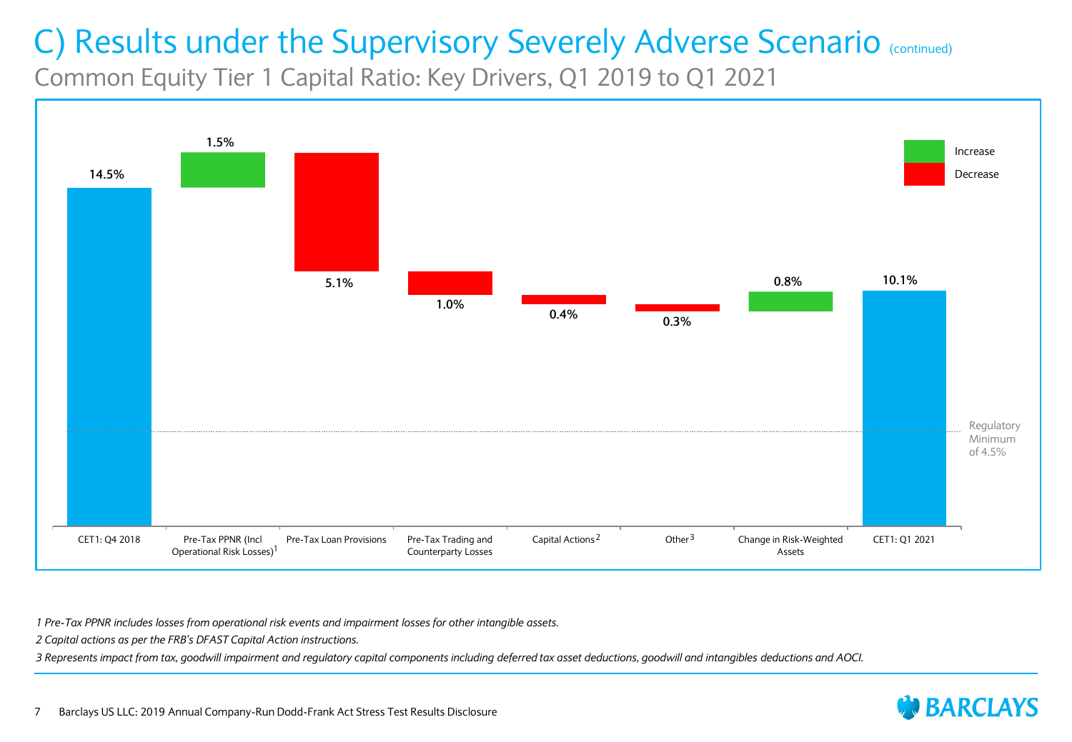# C) Results under the Supervisory Severely Adverse Scenario (continued)

## Common Equity Tier 1 Capital Ratio: Key Drivers, Q1 2019 to Q1 2021

| Driver | Value | Direction |
|---|---|---|
| CET1: Q4 2018 | 14.5% | |
| Pre-Tax PPNR (Incl Operational Risk Losses)[1] | 1.5% | Increase |
| Pre-Tax Loan Provisions | 5.1% | Decrease |
| Pre-Tax Trading and Counterparty Losses | 1.0% | Decrease |
| Capital Actions[2] | 0.4% | Decrease |
| Other[3] | 0.3% | Decrease |
| Change in Risk-Weighted Assets | 0.8% | Increase |
| CET1: Q1 2021 | 10.1% | |

Regulatory Minimum of 4.5%

*1 Pre-Tax PPNR includes losses from operational risk events and impairment losses for other intangible assets.*

*2 Capital actions as per the FRB's DFAST Capital Action instructions.*

*3 Represents impact from tax, goodwill impairment and regulatory capital components including deferred tax asset deductions, goodwill and intangibles deductions and AOCI.*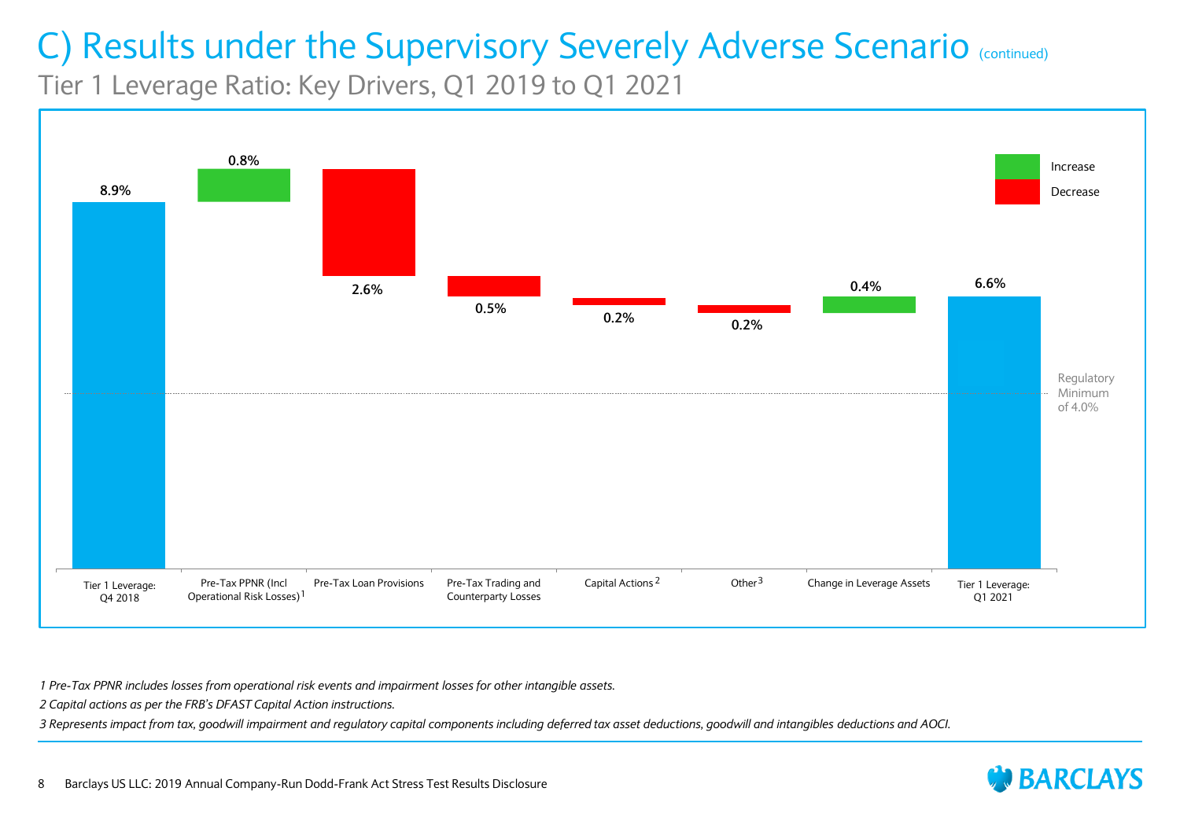# C) Results under the Supervisory Severely Adverse Scenario (continued)

## Tier 1 Leverage Ratio: Key Drivers, Q1 2019 to Q1 2021

| Driver | Change | Value |
|---|---|---|
| Tier 1 Leverage: Q4 2018 | | 8.9% |
| Pre-Tax PPNR (Incl Operational Risk Losses)[1] | Increase | 0.8% |
| Pre-Tax Loan Provisions | Decrease | 2.6% |
| Pre-Tax Trading and Counterparty Losses | Decrease | 0.5% |
| Capital Actions[2] | Decrease | 0.2% |
| Other[3] | Decrease | 0.2% |
| Change in Leverage Assets | Increase | 0.4% |
| Tier 1 Leverage: Q1 2021 | | 6.6% |

Regulatory Minimum of 4.0%

*1 Pre-Tax PPNR includes losses from operational risk events and impairment losses for other intangible assets.*

*2 Capital actions as per the FRB's DFAST Capital Action instructions.*

*3 Represents impact from tax, goodwill impairment and regulatory capital components including deferred tax asset deductions, goodwill and intangibles deductions and AOCI.*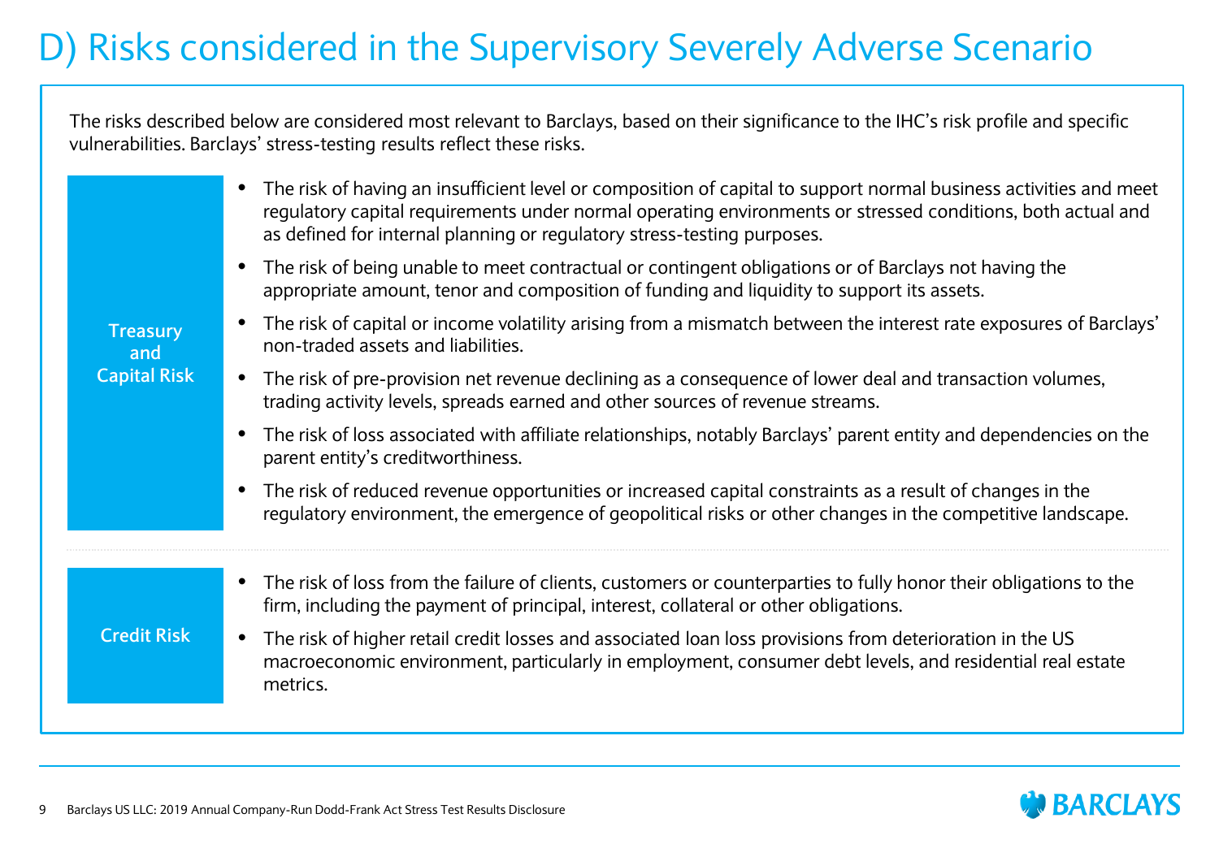# D) Risks considered in the Supervisory Severely Adverse Scenario

The risks described below are considered most relevant to Barclays, based on their significance to the IHC's risk profile and specific vulnerabilities. Barclays' stress-testing results reflect these risks.

**Treasury and Capital Risk**

- The risk of having an insufficient level or composition of capital to support normal business activities and meet regulatory capital requirements under normal operating environments or stressed conditions, both actual and as defined for internal planning or regulatory stress-testing purposes.
- The risk of being unable to meet contractual or contingent obligations or of Barclays not having the appropriate amount, tenor and composition of funding and liquidity to support its assets.
- The risk of capital or income volatility arising from a mismatch between the interest rate exposures of Barclays' non-traded assets and liabilities.
- The risk of pre-provision net revenue declining as a consequence of lower deal and transaction volumes, trading activity levels, spreads earned and other sources of revenue streams.
- The risk of loss associated with affiliate relationships, notably Barclays' parent entity and dependencies on the parent entity's creditworthiness.
- The risk of reduced revenue opportunities or increased capital constraints as a result of changes in the regulatory environment, the emergence of geopolitical risks or other changes in the competitive landscape.

**Credit Risk**

- The risk of loss from the failure of clients, customers or counterparties to fully honor their obligations to the firm, including the payment of principal, interest, collateral or other obligations.
- The risk of higher retail credit losses and associated loan loss provisions from deterioration in the US macroeconomic environment, particularly in employment, consumer debt levels, and residential real estate metrics.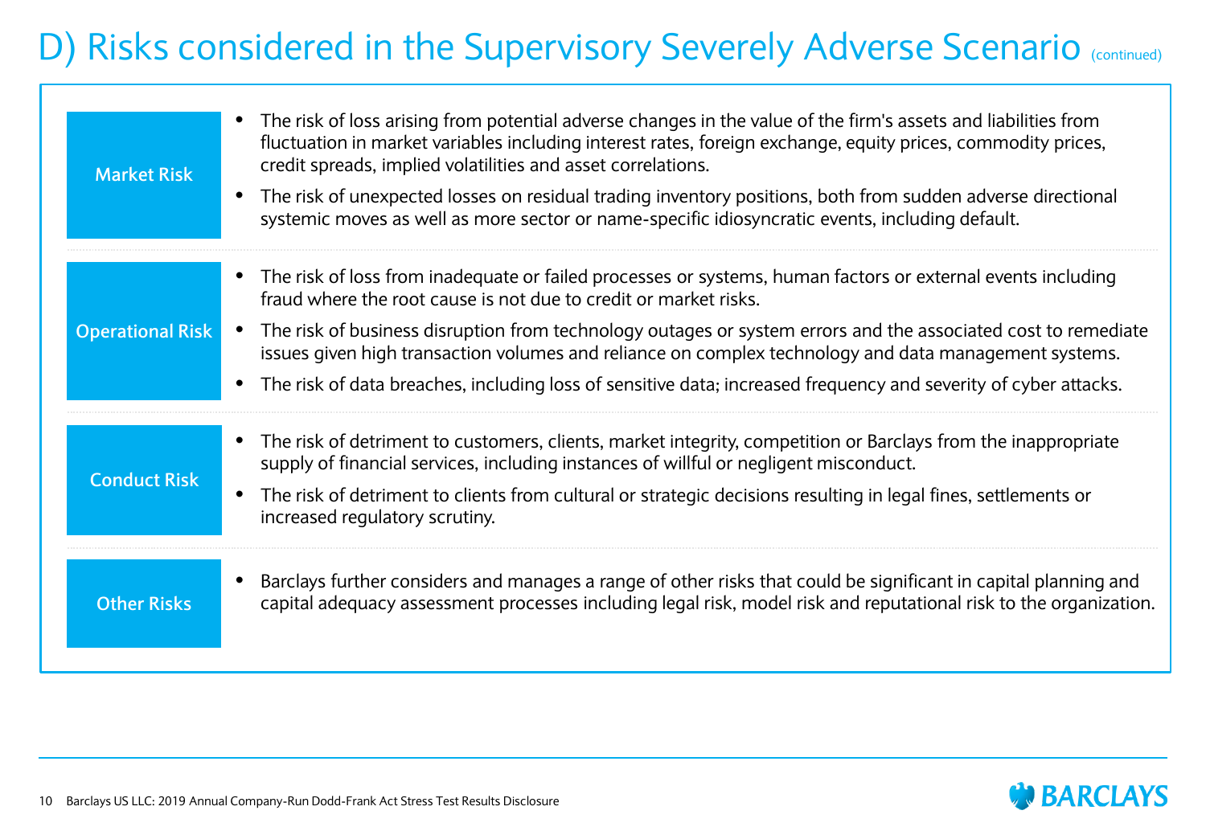# D) Risks considered in the Supervisory Severely Adverse Scenario (continued)

**Market Risk**

- The risk of loss arising from potential adverse changes in the value of the firm's assets and liabilities from fluctuation in market variables including interest rates, foreign exchange, equity prices, commodity prices, credit spreads, implied volatilities and asset correlations.
- The risk of unexpected losses on residual trading inventory positions, both from sudden adverse directional systemic moves as well as more sector or name-specific idiosyncratic events, including default.

**Operational Risk**

- The risk of loss from inadequate or failed processes or systems, human factors or external events including fraud where the root cause is not due to credit or market risks.
- The risk of business disruption from technology outages or system errors and the associated cost to remediate issues given high transaction volumes and reliance on complex technology and data management systems.
- The risk of data breaches, including loss of sensitive data; increased frequency and severity of cyber attacks.

**Conduct Risk**

- The risk of detriment to customers, clients, market integrity, competition or Barclays from the inappropriate supply of financial services, including instances of willful or negligent misconduct.
- The risk of detriment to clients from cultural or strategic decisions resulting in legal fines, settlements or increased regulatory scrutiny.

**Other Risks**

- Barclays further considers and manages a range of other risks that could be significant in capital planning and capital adequacy assessment processes including legal risk, model risk and reputational risk to the organization.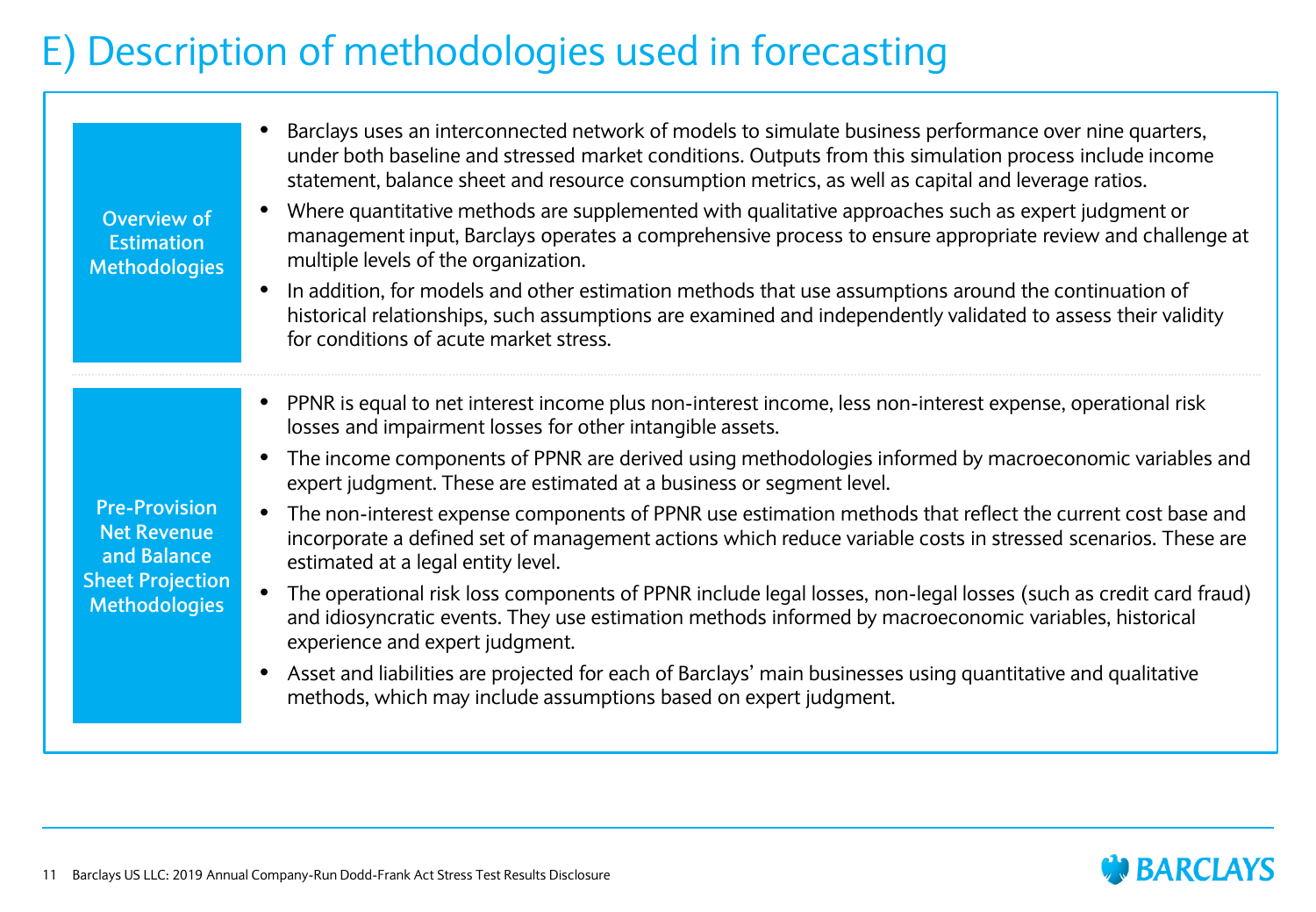# E) Description of methodologies used in forecasting

**Overview of Estimation Methodologies**

- Barclays uses an interconnected network of models to simulate business performance over nine quarters, under both baseline and stressed market conditions. Outputs from this simulation process include income statement, balance sheet and resource consumption metrics, as well as capital and leverage ratios.
- Where quantitative methods are supplemented with qualitative approaches such as expert judgment or management input, Barclays operates a comprehensive process to ensure appropriate review and challenge at multiple levels of the organization.
- In addition, for models and other estimation methods that use assumptions around the continuation of historical relationships, such assumptions are examined and independently validated to assess their validity for conditions of acute market stress.

**Pre-Provision Net Revenue and Balance Sheet Projection Methodologies**

- PPNR is equal to net interest income plus non-interest income, less non-interest expense, operational risk losses and impairment losses for other intangible assets.
- The income components of PPNR are derived using methodologies informed by macroeconomic variables and expert judgment. These are estimated at a business or segment level.
- The non-interest expense components of PPNR use estimation methods that reflect the current cost base and incorporate a defined set of management actions which reduce variable costs in stressed scenarios. These are estimated at a legal entity level.
- The operational risk loss components of PPNR include legal losses, non-legal losses (such as credit card fraud) and idiosyncratic events. They use estimation methods informed by macroeconomic variables, historical experience and expert judgment.
- Asset and liabilities are projected for each of Barclays' main businesses using quantitative and qualitative methods, which may include assumptions based on expert judgment.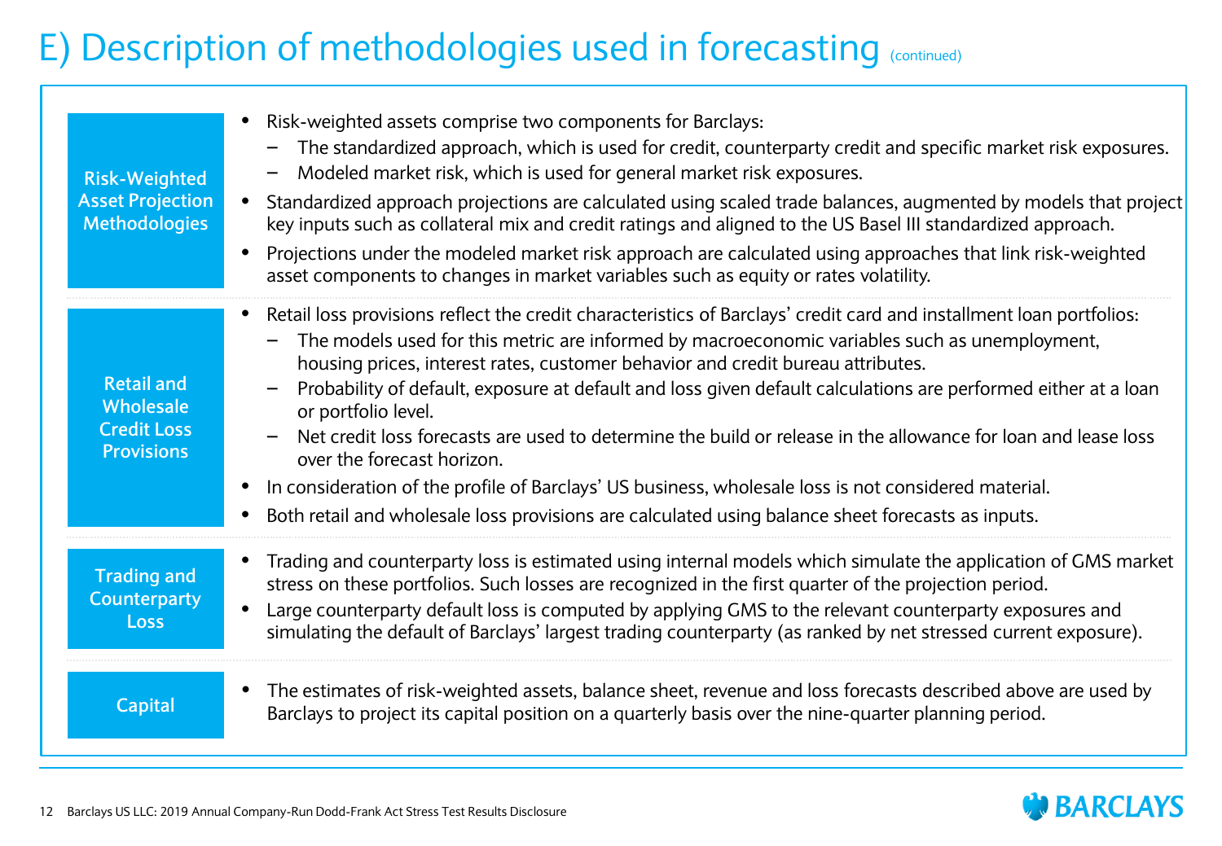# E) Description of methodologies used in forecasting (continued)

### Risk-Weighted Asset Projection Methodologies

- Risk-weighted assets comprise two components for Barclays:
  - The standardized approach, which is used for credit, counterparty credit and specific market risk exposures.
  - Modeled market risk, which is used for general market risk exposures.
- Standardized approach projections are calculated using scaled trade balances, augmented by models that project key inputs such as collateral mix and credit ratings and aligned to the US Basel III standardized approach.
- Projections under the modeled market risk approach are calculated using approaches that link risk-weighted asset components to changes in market variables such as equity or rates volatility.

### Retail and Wholesale Credit Loss Provisions

- Retail loss provisions reflect the credit characteristics of Barclays' credit card and installment loan portfolios:
  - The models used for this metric are informed by macroeconomic variables such as unemployment, housing prices, interest rates, customer behavior and credit bureau attributes.
  - Probability of default, exposure at default and loss given default calculations are performed either at a loan or portfolio level.
  - Net credit loss forecasts are used to determine the build or release in the allowance for loan and lease loss over the forecast horizon.
- In consideration of the profile of Barclays' US business, wholesale loss is not considered material.
- Both retail and wholesale loss provisions are calculated using balance sheet forecasts as inputs.

### Trading and Counterparty Loss

- Trading and counterparty loss is estimated using internal models which simulate the application of GMS market stress on these portfolios. Such losses are recognized in the first quarter of the projection period.
- Large counterparty default loss is computed by applying GMS to the relevant counterparty exposures and simulating the default of Barclays' largest trading counterparty (as ranked by net stressed current exposure).

### Capital

- The estimates of risk-weighted assets, balance sheet, revenue and loss forecasts described above are used by Barclays to project its capital position on a quarterly basis over the nine-quarter planning period.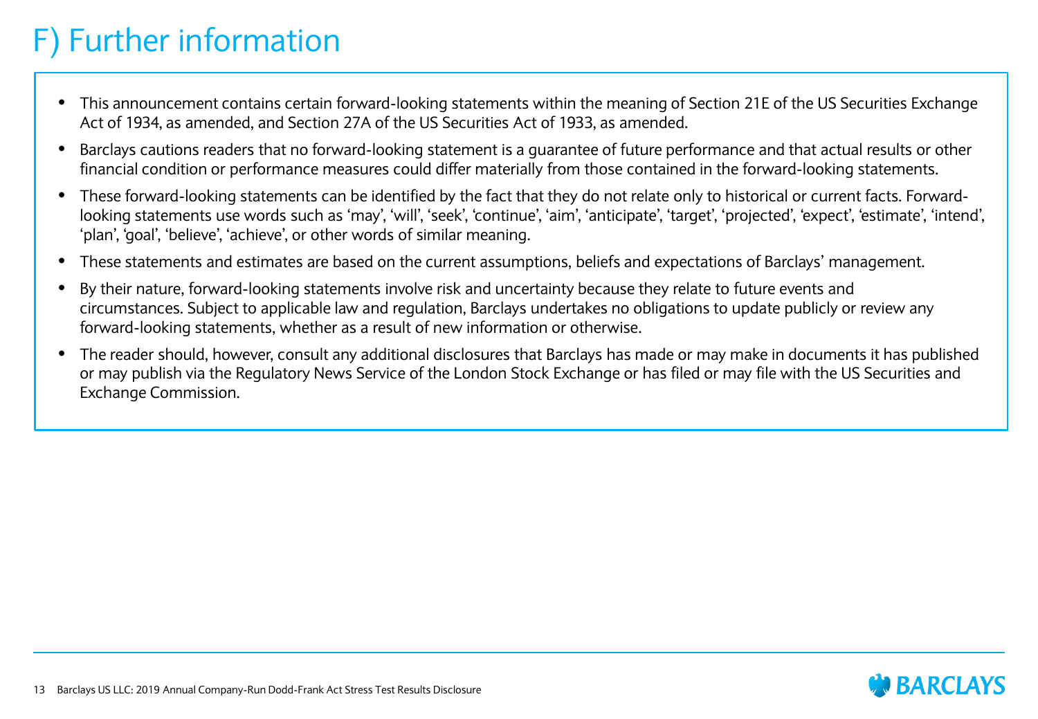# F) Further information

- This announcement contains certain forward-looking statements within the meaning of Section 21E of the US Securities Exchange Act of 1934, as amended, and Section 27A of the US Securities Act of 1933, as amended.
- Barclays cautions readers that no forward-looking statement is a guarantee of future performance and that actual results or other financial condition or performance measures could differ materially from those contained in the forward-looking statements.
- These forward-looking statements can be identified by the fact that they do not relate only to historical or current facts. Forward-looking statements use words such as 'may', 'will', 'seek', 'continue', 'aim', 'anticipate', 'target', 'projected', 'expect', 'estimate', 'intend', 'plan', 'goal', 'believe', 'achieve', or other words of similar meaning.
- These statements and estimates are based on the current assumptions, beliefs and expectations of Barclays' management.
- By their nature, forward-looking statements involve risk and uncertainty because they relate to future events and circumstances. Subject to applicable law and regulation, Barclays undertakes no obligations to update publicly or review any forward-looking statements, whether as a result of new information or otherwise.
- The reader should, however, consult any additional disclosures that Barclays has made or may make in documents it has published or may publish via the Regulatory News Service of the London Stock Exchange or has filed or may file with the US Securities and Exchange Commission.